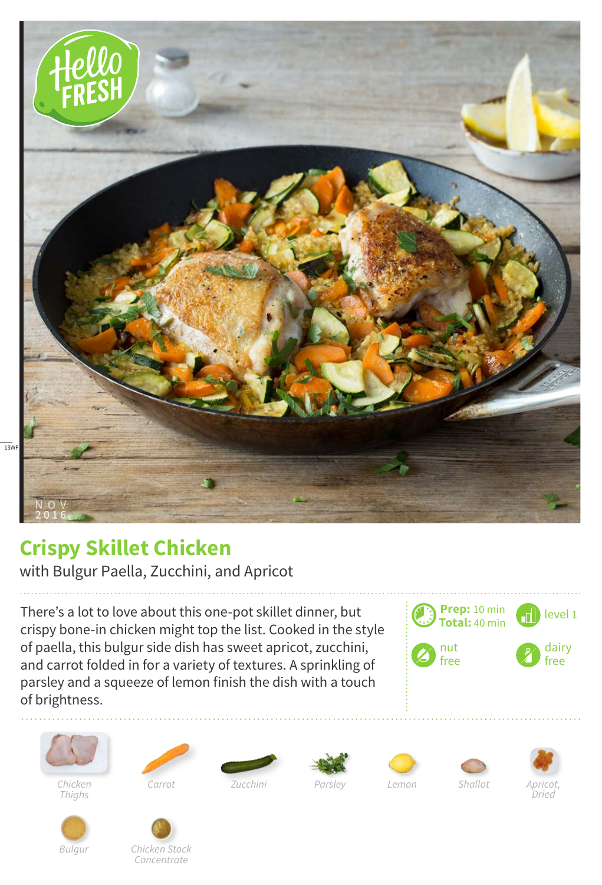# Crispy Skillet Chicken

with Bulgur Paella, Zucchini, and Apricot

There's a lot to love about this one-pot skillet dinner, but crispy bone-in chicken might top the list. Cooked in the style of paella, this bulgur side dish has sweet apricot, zucchini, and carrot folded in for a variety of textures. A sprinkling of parsley and a squeeze of lemon finish the dish with a touch of brightness.

**Prep:** 10 min
**Total:** 40 min

level 1

nut free

dairy free

- Chicken Thighs
- Carrot
- Zucchini
- Parsley
- Lemon
- Shallot
- Apricot, Dried
- Bulgur
- Chicken Stock Concentrate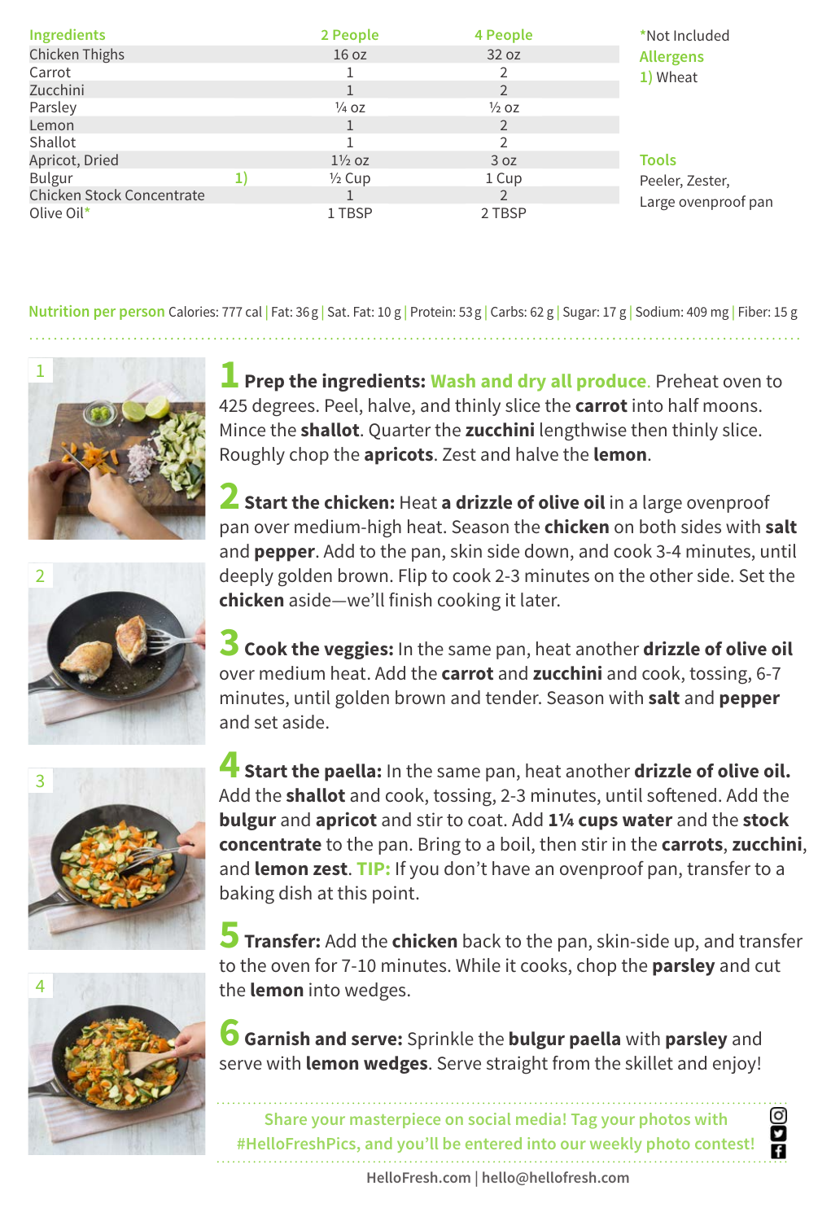| Ingredients | | 2 People | 4 People |
|---|---|---|---|
| Chicken Thighs | | 16 oz | 32 oz |
| Carrot | | 1 | 2 |
| Zucchini | | 1 | 2 |
| Parsley | | ¼ oz | ½ oz |
| Lemon | | 1 | 2 |
| Shallot | | 1 | 2 |
| Apricot, Dried | | 1½ oz | 3 oz |
| Bulgur | 1) | ½ Cup | 1 Cup |
| Chicken Stock Concentrate | | 1 | 2 |
| Olive Oil* | | 1 TBSP | 2 TBSP |

*Not Included

**Allergens**

1) Wheat

**Tools**

Peeler, Zester, Large ovenproof pan

**Nutrition per person** Calories: 777 cal | Fat: 36 g | Sat. Fat: 10 g | Protein: 53 g | Carbs: 62 g | Sugar: 17 g | Sodium: 409 mg | Fiber: 15 g

**1 Prep the ingredients:** Wash and dry all produce. Preheat oven to 425 degrees. Peel, halve, and thinly slice the **carrot** into half moons. Mince the **shallot**. Quarter the **zucchini** lengthwise then thinly slice. Roughly chop the **apricots**. Zest and halve the **lemon**.

**2 Start the chicken:** Heat **a drizzle of olive oil** in a large ovenproof pan over medium-high heat. Season the **chicken** on both sides with **salt** and **pepper**. Add to the pan, skin side down, and cook 3-4 minutes, until deeply golden brown. Flip to cook 2-3 minutes on the other side. Set the **chicken** aside—we'll finish cooking it later.

**3 Cook the veggies:** In the same pan, heat another **drizzle of olive oil** over medium heat. Add the **carrot** and **zucchini** and cook, tossing, 6-7 minutes, until golden brown and tender. Season with **salt** and **pepper** and set aside.

**4 Start the paella:** In the same pan, heat another **drizzle of olive oil.** Add the **shallot** and cook, tossing, 2-3 minutes, until softened. Add the **bulgur** and **apricot** and stir to coat. Add **1¼ cups water** and the **stock concentrate** to the pan. Bring to a boil, then stir in the **carrots**, **zucchini**, and **lemon zest**. TIP: If you don't have an ovenproof pan, transfer to a baking dish at this point.

**5 Transfer:** Add the **chicken** back to the pan, skin-side up, and transfer to the oven for 7-10 minutes. While it cooks, chop the **parsley** and cut the **lemon** into wedges.

**6 Garnish and serve:** Sprinkle the **bulgur paella** with **parsley** and serve with **lemon wedges**. Serve straight from the skillet and enjoy!

Share your masterpiece on social media! Tag your photos with #HelloFreshPics, and you'll be entered into our weekly photo contest!

HelloFresh.com | hello@hellofresh.com